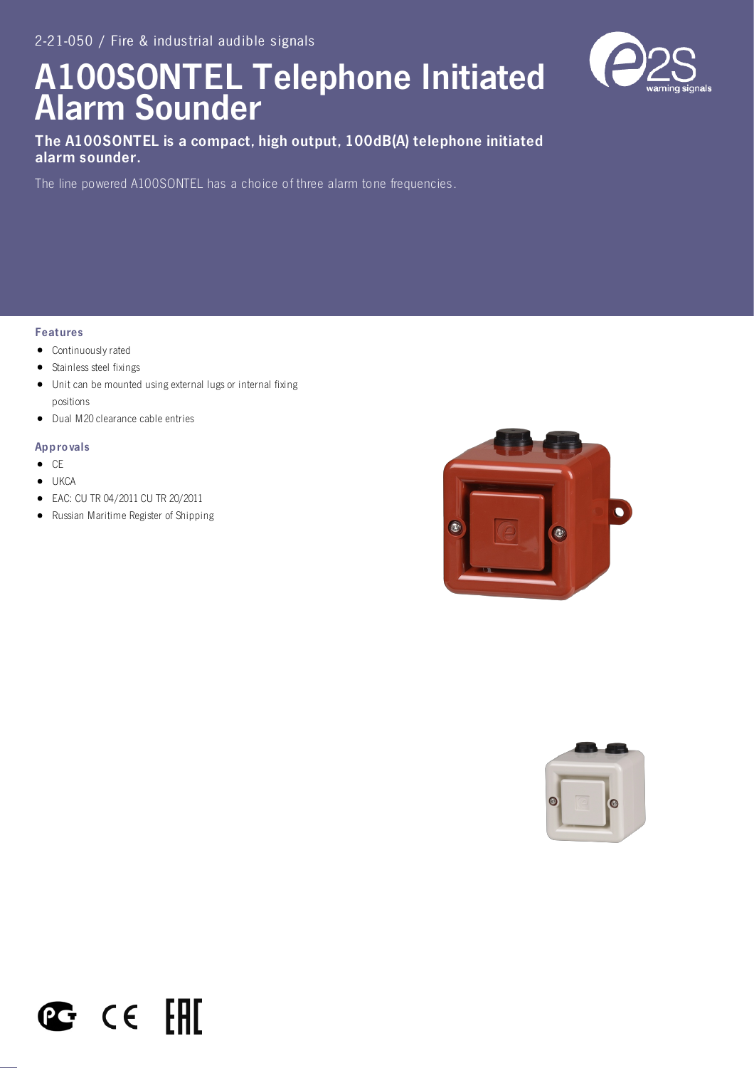2-21-050 / Fire & industrial audible signals

# A100SONTEL Telephone Initiated Alarm Sounder

**The A100SONTEL is a compact, high output, 100dB(A) telephone initiated alarm sounder.**

The line powered A100SONTEL has a choice of three alarm tone frequencies.

### Features

- Continuously rated
- Stainless steel fixings
- Unit can be mounted using external lugs or internal fixing positions
- Dual M20 clearance cable entries

### Approvals

- CE
- UKCA
- EAC: CU TR 04/2011 CU TR 20/2011
- Russian Maritime Register of Shipping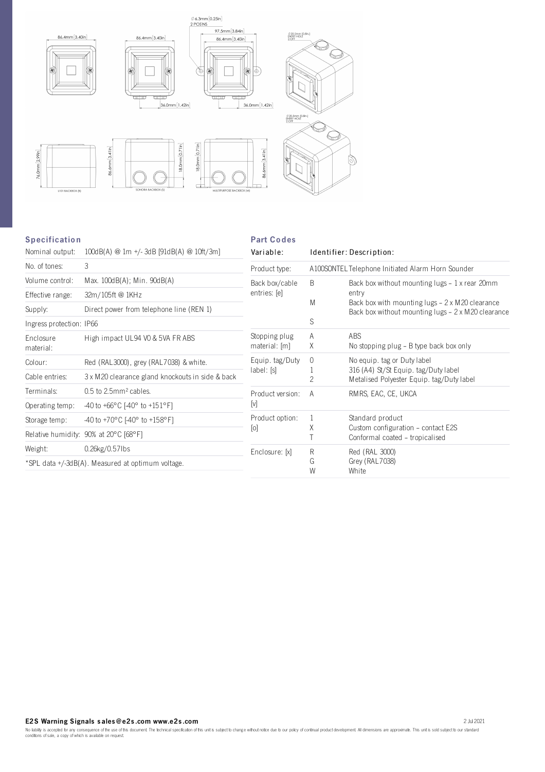86.4mm [3.40in]

86.4mm [3.40in]

∅6.3mm [0.25in]
2 POS'NS

97.5mm [3.84in]

86.4mm [3.40in]

∅20.5mm [0.8in.]
ENTRY HOLE
2 OFF

36.0mm [1.42in]

36.0mm [1.42in]

∅20.5mm [0.8in.]
ENTRY HOLE
2 OFF

76.0mm [2.99in]

86.6mm [3.41in]

18.0mm [0.71in]

18.0mm [0.71in]

86.6mm [3.41in]

L101 BACKBOX (B)

SONOR6 BACKBOX (S)

MULTIPURPOSE BACKBOX (M)

## Specification

| | |
|---|---|
| Nominal output: | 100dB(A) @ 1m +/- 3dB [91dB(A) @ 10ft/3m] |
| No. of tones: | 3 |
| Volume control: | Max. 100dB(A); Min. 90dB(A) |
| Effective range: | 32m/105ft @ 1KHz |
| Supply: | Direct power from telephone line (REN 1) |
| Ingress protection: | IP66 |
| Enclosure material: | High impact UL94 V0 & 5VA FR ABS |
| Colour: | Red (RAL3000), grey (RAL7038) & white. |
| Cable entries: | 3 x M20 clearance gland knockouts in side & back |
| Terminals: | 0.5 to 2.5mm² cables. |
| Operating temp: | -40 to +66°C [-40° to +151°F] |
| Storage temp: | -40 to +70°C [-40° to +158°F] |
| Relative humidity: | 90% at 20°C [68°F] |
| Weight: | 0.26kg/0.57lbs |

*SPL data +/-3dB(A). Measured at optimum voltage.

## Part Codes

| Variable: | Identifier: | Description: |
|---|---|---|
| Product type: | A100SONTEL | Telephone Initiated Alarm Horn Sounder |
| Back box/cable entries: [e] | B | Back box without mounting lugs – 1 x rear 20mm entry |
| | M | Back box with mounting lugs – 2 x M20 clearance |
| | S | Back box without mounting lugs – 2 x M20 clearance |
| Stopping plug material: [m] | A | ABS |
| | X | No stopping plug – B type back box only |
| Equip. tag/Duty label: [s] | 0 | No equip. tag or Duty label |
| | 1 | 316 (A4) St/St Equip. tag/Duty label |
| | 2 | Metalised Polyester Equip. tag/Duty label |
| Product version: [v] | A | RMRS, EAC, CE, UKCA |
| Product option: [o] | 1 | Standard product |
| | X | Custom configuration – contact E2S |
| | T | Conformal coated – tropicalised |
| Enclosure: [x] | R | Red (RAL 3000) |
| | G | Grey (RAL7038) |
| | W | White |

**E2S Warning Signals sales@e2s.com www.e2s.com**

2 Jul 2021

No liability is accepted for any consequence of the use of this document. The technical specification of this unit is subject to change without notice due to our policy of continual product development. All dimensions are approximate. This unit is sold subject to our standard conditions of sale, a copy of which is available on request.